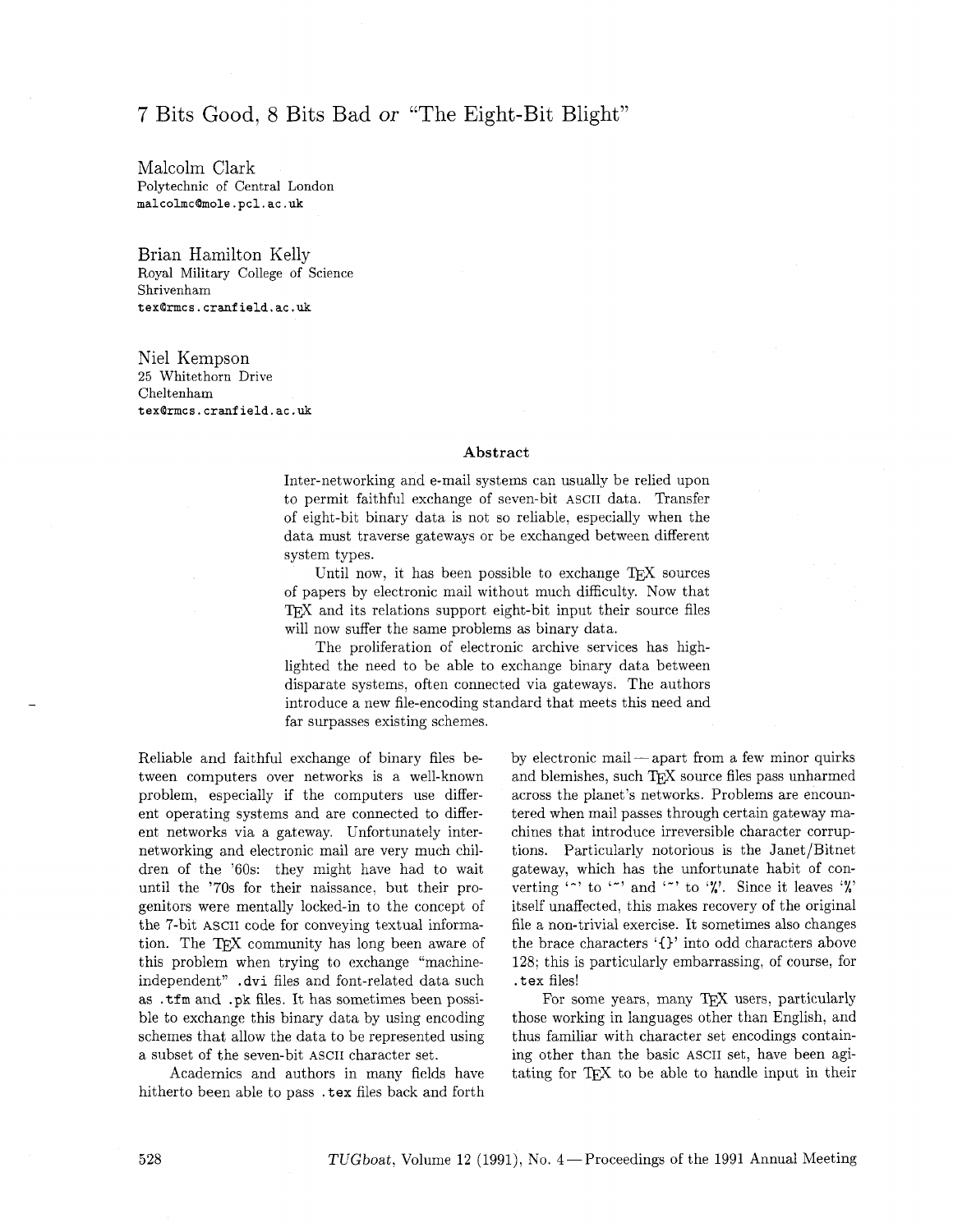# 7 Bits Good, 8 Bits Bad *or* "The Eight-Bit Blight"

Malcolm Clark
Polytechnic of Central London
malcolmc@mole.pcl.ac.uk

Brian Hamilton Kelly
Royal Military College of Science
Shrivenham
tex@rmcs.cranfield.ac.uk

Niel Kempson
25 Whitethorn Drive
Cheltenham
tex@rmcs.cranfield.ac.uk

### Abstract

Inter-networking and e-mail systems can usually be relied upon to permit faithful exchange of seven-bit ASCII data. Transfer of eight-bit binary data is not so reliable, especially when the data must traverse gateways or be exchanged between different system types.

Until now, it has been possible to exchange TeX sources of papers by electronic mail without much difficulty. Now that TeX and its relations support eight-bit input their source files will now suffer the same problems as binary data.

The proliferation of electronic archive services has highlighted the need to be able to exchange binary data between disparate systems, often connected via gateways. The authors introduce a new file-encoding standard that meets this need and far surpasses existing schemes.

Reliable and faithful exchange of binary files between computers over networks is a well-known problem, especially if the computers use different operating systems and are connected to different networks via a gateway. Unfortunately internetworking and electronic mail are very much children of the '60s: they might have had to wait until the '70s for their naissance, but their progenitors were mentally locked-in to the concept of the 7-bit ASCII code for conveying textual information. The TeX community has long been aware of this problem when trying to exchange "machine-independent" .dvi files and font-related data such as .tfm and .pk files. It has sometimes been possible to exchange this binary data by using encoding schemes that allow the data to be represented using a subset of the seven-bit ASCII character set.

Academics and authors in many fields have hitherto been able to pass .tex files back and forth by electronic mail — apart from a few minor quirks and blemishes, such TeX source files pass unharmed across the planet's networks. Problems are encountered when mail passes through certain gateway machines that introduce irreversible character corruptions. Particularly notorious is the Janet/Bitnet gateway, which has the unfortunate habit of converting '^' to '~' and '~' to '%'. Since it leaves '%' itself unaffected, this makes recovery of the original file a non-trivial exercise. It sometimes also changes the brace characters '{}' into odd characters above 128; this is particularly embarrassing, of course, for .tex files!

For some years, many TeX users, particularly those working in languages other than English, and thus familiar with character set encodings containing other than the basic ASCII set, have been agitating for TeX to be able to handle input in their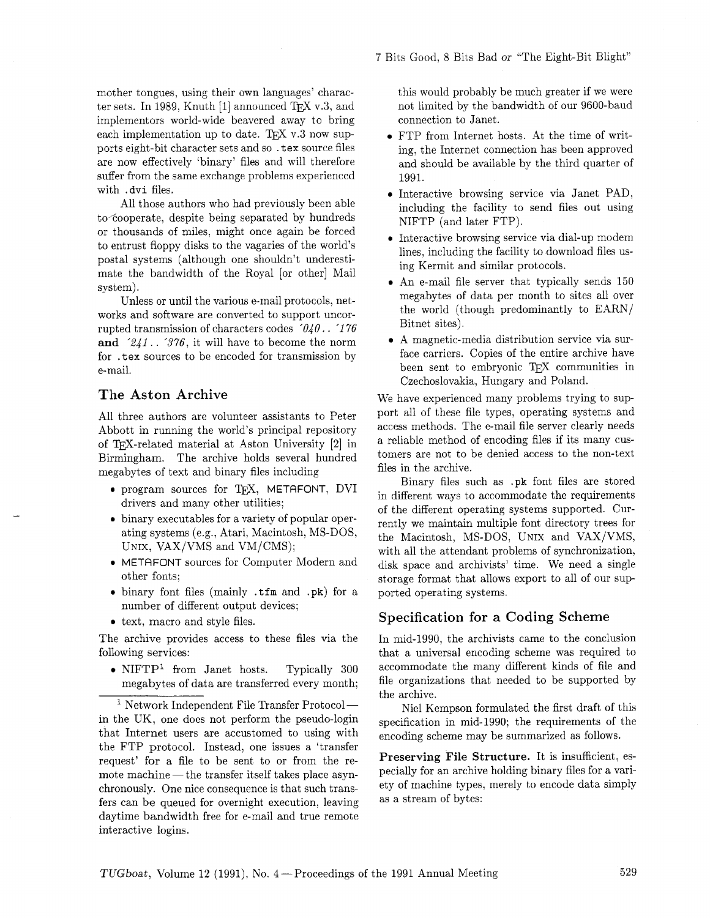mother tongues, using their own languages' character sets. In 1989, Knuth [1] announced TEX v.3, and implementors world-wide beavered away to bring each implementation up to date. TEX v.3 now supports eight-bit character sets and so `.tex` source files are now effectively 'binary' files and will therefore suffer from the same exchange problems experienced with `.dvi` files.

All those authors who had previously been able to cooperate, despite being separated by hundreds or thousands of miles, might once again be forced to entrust floppy disks to the vagaries of the world's postal systems (although one shouldn't underestimate the bandwidth of the Royal [or other] Mail system).

Unless or until the various e-mail protocols, networks and software are converted to support uncorrupted transmission of characters codes *'040 .. '176* **and** *'241 .. '376*, it will have to become the norm for `.tex` sources to be encoded for transmission by e-mail.

## The Aston Archive

All three authors are volunteer assistants to Peter Abbott in running the world's principal repository of TEX-related material at Aston University [2] in Birmingham. The archive holds several hundred megabytes of text and binary files including

- program sources for TEX, METAFONT, DVI drivers and many other utilities;
- binary executables for a variety of popular operating systems (e.g., Atari, Macintosh, MS-DOS, UNIX, VAX/VMS and VM/CMS);
- METAFONT sources for Computer Modern and other fonts;
- binary font files (mainly `.tfm` and `.pk`) for a number of different output devices;
- text, macro and style files.

The archive provides access to these files via the following services:

- NIFTP[1] from Janet hosts. Typically 300 megabytes of data are transferred every month; this would probably be much greater if we were not limited by the bandwidth of our 9600-baud connection to Janet.
- FTP from Internet hosts. At the time of writing, the Internet connection has been approved and should be available by the third quarter of 1991.
- Interactive browsing service via Janet PAD, including the facility to send files out using NIFTP (and later FTP).
- Interactive browsing service via dial-up modem lines, including the facility to download files using Kermit and similar protocols.
- An e-mail file server that typically sends 150 megabytes of data per month to sites all over the world (though predominantly to EARN/Bitnet sites).
- A magnetic-media distribution service via surface carriers. Copies of the entire archive have been sent to embryonic TEX communities in Czechoslovakia, Hungary and Poland.

[1] Network Independent File Transfer Protocol — in the UK, one does not perform the pseudo-login that Internet users are accustomed to using with the FTP protocol. Instead, one issues a 'transfer request' for a file to be sent to or from the remote machine — the transfer itself takes place asynchronously. One nice consequence is that such transfers can be queued for overnight execution, leaving daytime bandwidth free for e-mail and true remote interactive logins.

We have experienced many problems trying to support all of these file types, operating systems and access methods. The e-mail file server clearly needs a reliable method of encoding files if its many customers are not to be denied access to the non-text files in the archive.

Binary files such as `.pk` font files are stored in different ways to accommodate the requirements of the different operating systems supported. Currently we maintain multiple font directory trees for the Macintosh, MS-DOS, UNIX and VAX/VMS, with all the attendant problems of synchronization, disk space and archivists' time. We need a single storage format that allows export to all of our supported operating systems.

## Specification for a Coding Scheme

In mid-1990, the archivists came to the conclusion that a universal encoding scheme was required to accommodate the many different kinds of file and file organizations that needed to be supported by the archive.

Niel Kempson formulated the first draft of this specification in mid-1990; the requirements of the encoding scheme may be summarized as follows.

**Preserving File Structure.** It is insufficient, especially for an archive holding binary files for a variety of machine types, merely to encode data simply as a stream of bytes: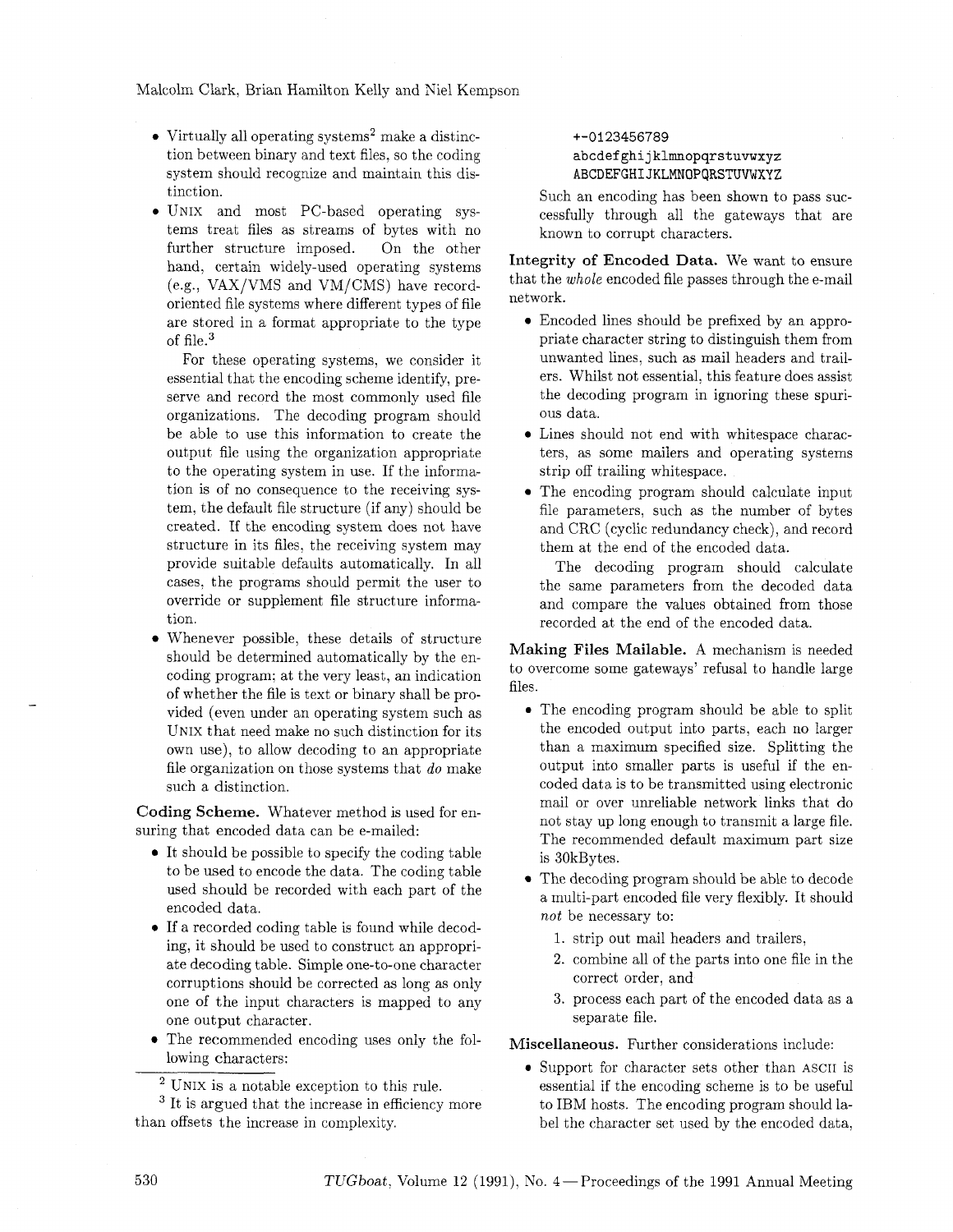- Virtually all operating systems[2] make a distinction between binary and text files, so the coding system should recognize and maintain this distinction.
- UNIX and most PC-based operating systems treat files as streams of bytes with no further structure imposed. On the other hand, certain widely-used operating systems (e.g., VAX/VMS and VM/CMS) have record-oriented file systems where different types of file are stored in a format appropriate to the type of file.[3]

  For these operating systems, we consider it essential that the encoding scheme identify, preserve and record the most commonly used file organizations. The decoding program should be able to use this information to create the output file using the organization appropriate to the operating system in use. If the information is of no consequence to the receiving system, the default file structure (if any) should be created. If the encoding system does not have structure in its files, the receiving system may provide suitable defaults automatically. In all cases, the programs should permit the user to override or supplement file structure information.
- Whenever possible, these details of structure should be determined automatically by the encoding program; at the very least, an indication of whether the file is text or binary shall be provided (even under an operating system such as UNIX that need make no such distinction for its own use), to allow decoding to an appropriate file organization on those systems that *do* make such a distinction.

**Coding Scheme.** Whatever method is used for ensuring that encoded data can be e-mailed:

- It should be possible to specify the coding table to be used to encode the data. The coding table used should be recorded with each part of the encoded data.
- If a recorded coding table is found while decoding, it should be used to construct an appropriate decoding table. Simple one-to-one character corruptions should be corrected as long as only one of the input characters is mapped to any one output character.
- The recommended encoding uses only the following characters:

```
+-0123456789
abcdefghijklmnopqrstuvwxyz
ABCDEFGHIJKLMNOPQRSTUVWXYZ
```

  Such an encoding has been shown to pass successfully through all the gateways that are known to corrupt characters.

**Integrity of Encoded Data.** We want to ensure that the *whole* encoded file passes through the e-mail network.

- Encoded lines should be prefixed by an appropriate character string to distinguish them from unwanted lines, such as mail headers and trailers. Whilst not essential, this feature does assist the decoding program in ignoring these spurious data.
- Lines should not end with whitespace characters, as some mailers and operating systems strip off trailing whitespace.
- The encoding program should calculate input file parameters, such as the number of bytes and CRC (cyclic redundancy check), and record them at the end of the encoded data.

  The decoding program should calculate the same parameters from the decoded data and compare the values obtained from those recorded at the end of the encoded data.

**Making Files Mailable.** A mechanism is needed to overcome some gateways' refusal to handle large files.

- The encoding program should be able to split the encoded output into parts, each no larger than a maximum specified size. Splitting the output into smaller parts is useful if the encoded data is to be transmitted using electronic mail or over unreliable network links that do not stay up long enough to transmit a large file. The recommended default maximum part size is 30kBytes.
- The decoding program should be able to decode a multi-part encoded file very flexibly. It should *not* be necessary to:
  1. strip out mail headers and trailers,
  2. combine all of the parts into one file in the correct order, and
  3. process each part of the encoded data as a separate file.

**Miscellaneous.** Further considerations include:

- Support for character sets other than ASCII is essential if the encoding scheme is to be useful to IBM hosts. The encoding program should label the character set used by the encoded data,

---

[2] UNIX is a notable exception to this rule.

[3] It is argued that the increase in efficiency more than offsets the increase in complexity.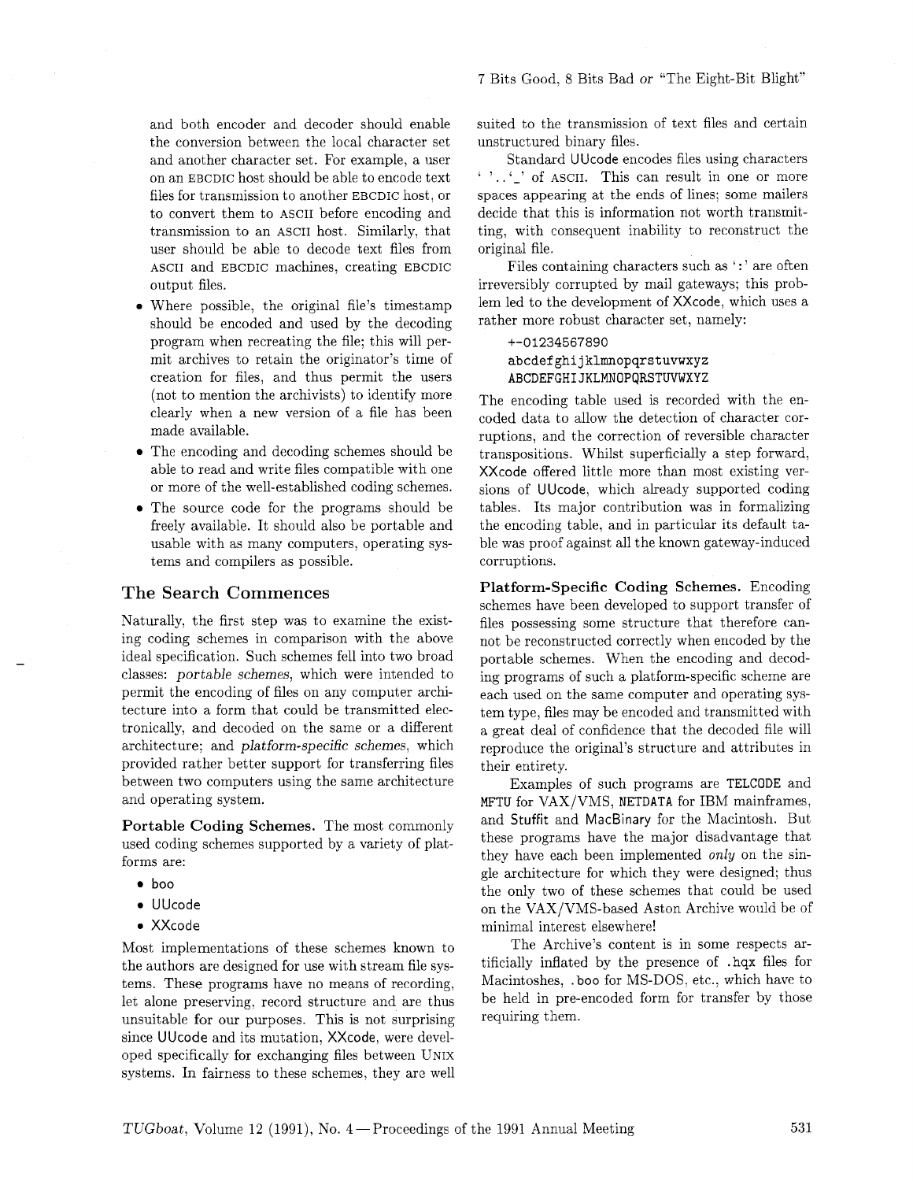and both encoder and decoder should enable the conversion between the local character set and another character set. For example, a user on an EBCDIC host should be able to encode text files for transmission to another EBCDIC host, or to convert them to ASCII before encoding and transmission to an ASCII host. Similarly, that user should be able to decode text files from ASCII and EBCDIC machines, creating EBCDIC output files.

- Where possible, the original file's timestamp should be encoded and used by the decoding program when recreating the file; this will permit archives to retain the originator's time of creation for files, and thus permit the users (not to mention the archivists) to identify more clearly when a new version of a file has been made available.
- The encoding and decoding schemes should be able to read and write files compatible with one or more of the well-established coding schemes.
- The source code for the programs should be freely available. It should also be portable and usable with as many computers, operating systems and compilers as possible.

## The Search Commences

Naturally, the first step was to examine the existing coding schemes in comparison with the above ideal specification. Such schemes fell into two broad classes: *portable schemes*, which were intended to permit the encoding of files on any computer architecture into a form that could be transmitted electronically, and decoded on the same or a different architecture; and *platform-specific schemes*, which provided rather better support for transferring files between two computers using the same architecture and operating system.

**Portable Coding Schemes.** The most commonly used coding schemes supported by a variety of platforms are:

- boo
- UUcode
- XXcode

Most implementations of these schemes known to the authors are designed for use with stream file systems. These programs have no means of recording, let alone preserving, record structure and are thus unsuitable for our purposes. This is not surprising since UUcode and its mutation, XXcode, were developed specifically for exchanging files between UNIX systems. In fairness to these schemes, they are well suited to the transmission of text files and certain unstructured binary files.

Standard UUcode encodes files using characters ' '..'_' of ASCII. This can result in one or more spaces appearing at the ends of lines; some mailers decide that this is information not worth transmitting, with consequent inability to reconstruct the original file.

Files containing characters such as ':' are often irreversibly corrupted by mail gateways; this problem led to the development of XXcode, which uses a rather more robust character set, namely:

```
+-01234567890
abcdefghijklmnopqrstuvwxyz
ABCDEFGHIJKLMNOPQRSTUVWXYZ
```

The encoding table used is recorded with the encoded data to allow the detection of character corruptions, and the correction of reversible character transpositions. Whilst superficially a step forward, XXcode offered little more than most existing versions of UUcode, which already supported coding tables. Its major contribution was in formalizing the encoding table, and in particular its default table was proof against all the known gateway-induced corruptions.

**Platform-Specific Coding Schemes.** Encoding schemes have been developed to support transfer of files possessing some structure that therefore cannot be reconstructed correctly when encoded by the portable schemes. When the encoding and decoding programs of such a platform-specific scheme are each used on the same computer and operating system type, files may be encoded and transmitted with a great deal of confidence that the decoded file will reproduce the original's structure and attributes in their entirety.

Examples of such programs are TELCODE and MFTU for VAX/VMS, NETDATA for IBM mainframes, and Stuffit and MacBinary for the Macintosh. But these programs have the major disadvantage that they have each been implemented *only* on the single architecture for which they were designed; thus the only two of these schemes that could be used on the VAX/VMS-based Aston Archive would be of minimal interest elsewhere!

The Archive's content is in some respects artificially inflated by the presence of .hqx files for Macintoshes, .boo for MS-DOS, etc., which have to be held in pre-encoded form for transfer by those requiring them.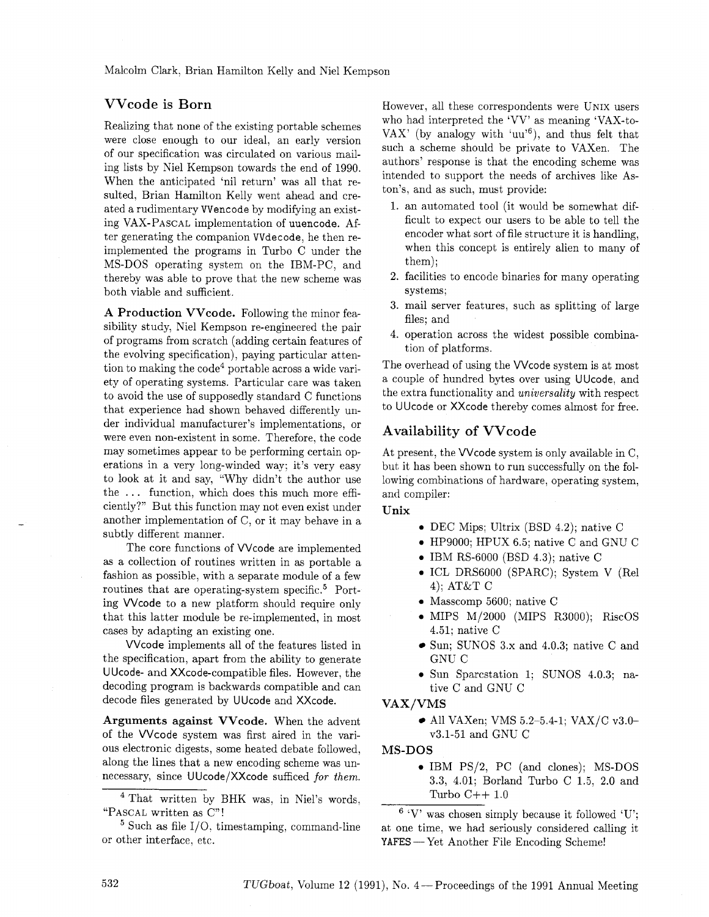## VVcode is Born

Realizing that none of the existing portable schemes were close enough to our ideal, an early version of our specification was circulated on various mailing lists by Niel Kempson towards the end of 1990. When the anticipated 'nil return' was all that resulted, Brian Hamilton Kelly went ahead and created a rudimentary VVencode by modifying an existing VAX-PASCAL implementation of uuencode. After generating the companion VVdecode, he then reimplemented the programs in Turbo C under the MS-DOS operating system on the IBM-PC, and thereby was able to prove that the new scheme was both viable and sufficient.

**A Production VVcode.** Following the minor feasibility study, Niel Kempson re-engineered the pair of programs from scratch (adding certain features of the evolving specification), paying particular attention to making the code[4] portable across a wide variety of operating systems. Particular care was taken to avoid the use of supposedly standard C functions that experience had shown behaved differently under individual manufacturer's implementations, or were even non-existent in some. Therefore, the code may sometimes appear to be performing certain operations in a very long-winded way; it's very easy to look at it and say, "Why didn't the author use the ... function, which does this much more efficiently?" But this function may not even exist under another implementation of C, or it may behave in a subtly different manner.

The core functions of VVcode are implemented as a collection of routines written in as portable a fashion as possible, with a separate module of a few routines that are operating-system specific.[5] Porting VVcode to a new platform should require only that this latter module be re-implemented, in most cases by adapting an existing one.

VVcode implements all of the features listed in the specification, apart from the ability to generate UUcode- and XXcode-compatible files. However, the decoding program is backwards compatible and can decode files generated by UUcode and XXcode.

**Arguments against VVcode.** When the advent of the VVcode system was first aired in the various electronic digests, some heated debate followed, along the lines that a new encoding scheme was unnecessary, since UUcode/XXcode sufficed *for them.* However, all these correspondents were UNIX users who had interpreted the 'VV' as meaning 'VAX-to-VAX' (by analogy with 'uu'[6]), and thus felt that such a scheme should be private to VAXen. The authors' response is that the encoding scheme was intended to support the needs of archives like Aston's, and as such, must provide:

1. an automated tool (it would be somewhat difficult to expect our users to be able to tell the encoder what sort of file structure it is handling, when this concept is entirely alien to many of them);
2. facilities to encode binaries for many operating systems;
3. mail server features, such as splitting of large files; and
4. operation across the widest possible combination of platforms.

The overhead of using the VVcode system is at most a couple of hundred bytes over using UUcode, and the extra functionality and *universality* with respect to UUcode or XXcode thereby comes almost for free.

## Availability of VVcode

At present, the VVcode system is only available in C, but it has been shown to run successfully on the following combinations of hardware, operating system, and compiler:

**Unix**

- DEC Mips; Ultrix (BSD 4.2); native C
- HP9000; HPUX 6.5; native C and GNU C
- IBM RS-6000 (BSD 4.3); native C
- ICL DRS6000 (SPARC); System V (Rel 4); AT&T C
- Masscomp 5600; native C
- MIPS M/2000 (MIPS R3000); RiscOS 4.51; native C
- Sun; SUNOS 3.x and 4.0.3; native C and GNU C
- Sun Sparcstation 1; SUNOS 4.0.3; native C and GNU C

**VAX/VMS**

- All VAXen; VMS 5.2–5.4-1; VAX/C v3.0–v3.1-51 and GNU C

**MS-DOS**

- IBM PS/2, PC (and clones); MS-DOS 3.3, 4.01; Borland Turbo C 1.5, 2.0 and Turbo C++ 1.0

---

[4] That written by BHK was, in Niel's words, "PASCAL written as C"!

[5] Such as file I/O, timestamping, command-line or other interface, etc.

[6] 'V' was chosen simply because it followed 'U'; at one time, we had seriously considered calling it YAFES — Yet Another File Encoding Scheme!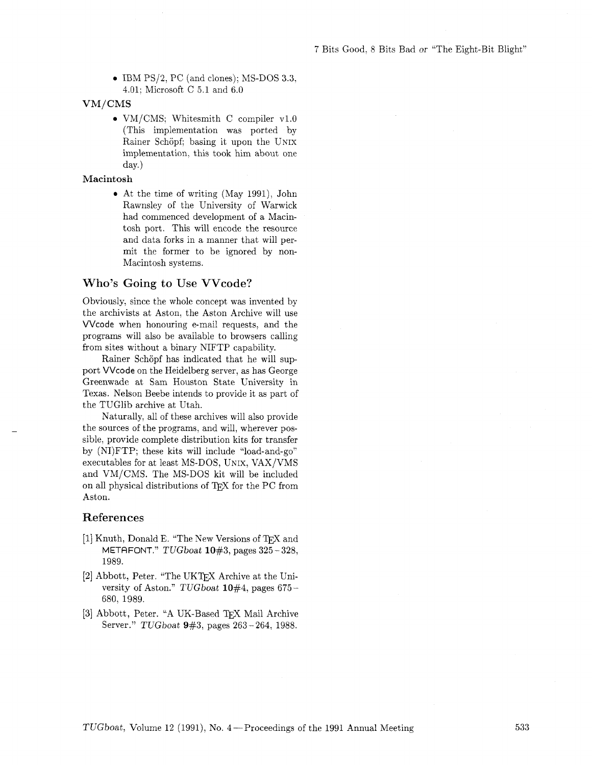- IBM PS/2, PC (and clones); MS-DOS 3.3, 4.01; Microsoft C 5.1 and 6.0

**VM/CMS**

- VM/CMS; Whitesmith C compiler v1.0 (This implementation was ported by Rainer Schöpf; basing it upon the UNIX implementation, this took him about one day.)

**Macintosh**

- At the time of writing (May 1991), John Rawnsley of the University of Warwick had commenced development of a Macintosh port. This will encode the resource and data forks in a manner that will permit the former to be ignored by non-Macintosh systems.

## Who's Going to Use VVcode?

Obviously, since the whole concept was invented by the archivists at Aston, the Aston Archive will use VVcode when honouring e-mail requests, and the programs will also be available to browsers calling from sites without a binary NIFTP capability.

Rainer Schöpf has indicated that he will support VVcode on the Heidelberg server, as has George Greenwade at Sam Houston State University in Texas. Nelson Beebe intends to provide it as part of the TUGlib archive at Utah.

Naturally, all of these archives will also provide the sources of the programs, and will, wherever possible, provide complete distribution kits for transfer by (NI)FTP; these kits will include "load-and-go" executables for at least MS-DOS, UNIX, VAX/VMS and VM/CMS. The MS-DOS kit will be included on all physical distributions of TEX for the PC from Aston.

## References

[1] Knuth, Donald E. "The New Versions of TEX and METAFONT." *TUGboat* **10**#3, pages 325–328, 1989.

[2] Abbott, Peter. "The UKTEX Archive at the University of Aston." *TUGboat* **10**#4, pages 675–680, 1989.

[3] Abbott, Peter. "A UK-Based TEX Mail Archive Server." *TUGboat* **9**#3, pages 263–264, 1988.